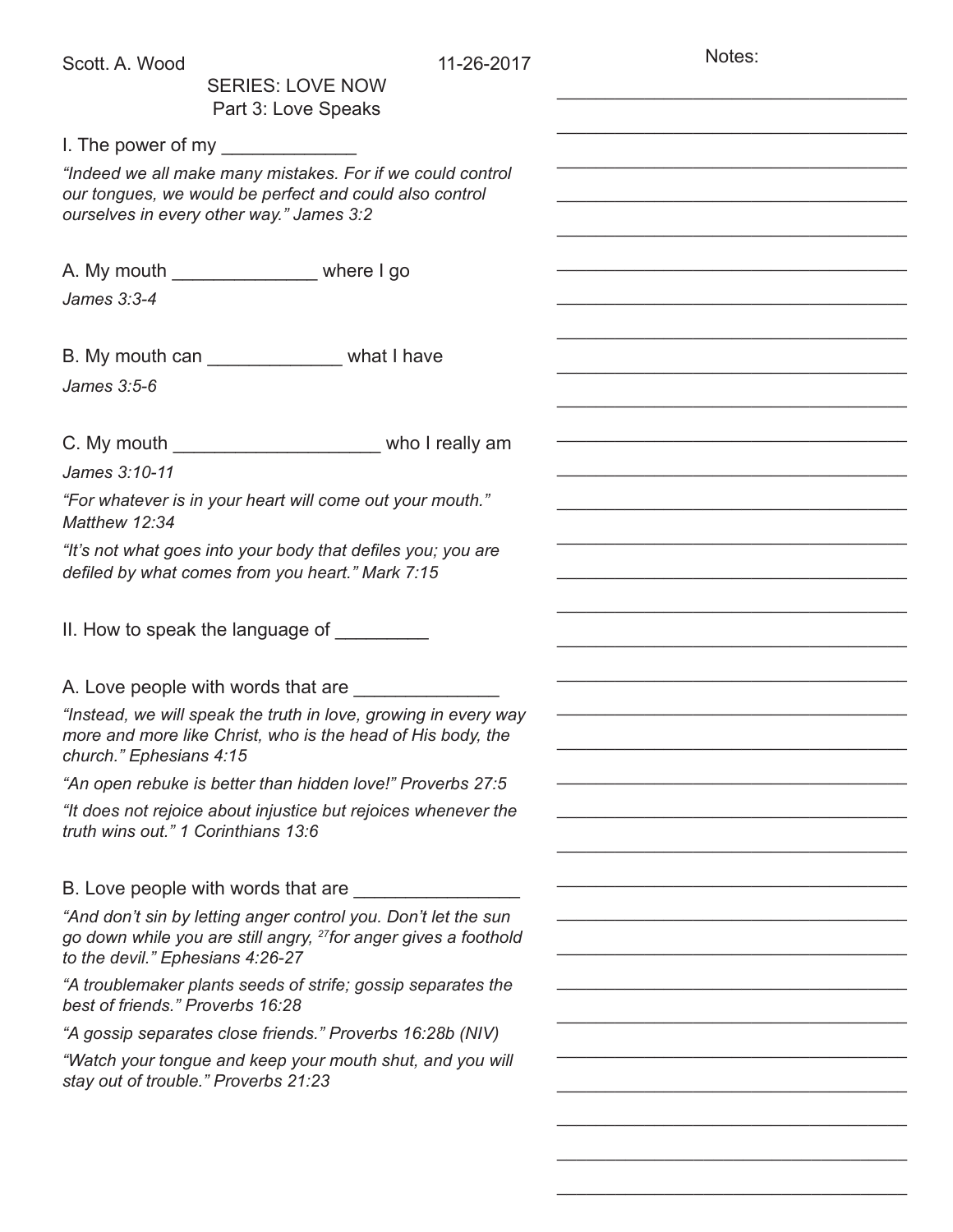Scott. A. Wood 11-26-2017

SERIES: LOVE NOW

Part 3: Love Speaks

I. The power of my _____________

*"Indeed we all make many mistakes. For if we could control our tongues, we would be perfect and could also control ourselves in every other way." James 3:2*

A. My mouth ______________ where I go

*James 3:3-4*

B. My mouth can _____________ what I have

*James 3:5-6*

C. My mouth ____________________ who I really am

*James 3:10-11*

*"For whatever is in your heart will come out your mouth." Matthew 12:34*

*"It's not what goes into your body that defiles you; you are defiled by what comes from you heart." Mark 7:15*

II. How to speak the language of _________

A. Love people with words that are ______________

*"Instead, we will speak the truth in love, growing in every way more and more like Christ, who is the head of His body, the church." Ephesians 4:15*

*"An open rebuke is better than hidden love!" Proverbs 27:5*

*"It does not rejoice about injustice but rejoices whenever the truth wins out." 1 Corinthians 13:6*

B. Love people with words that are ________________

*"And don't sin by letting anger control you. Don't let the sun go down while you are still angry, [27]for anger gives a foothold to the devil." Ephesians 4:26-27*

*"A troublemaker plants seeds of strife; gossip separates the best of friends." Proverbs 16:28*

*"A gossip separates close friends." Proverbs 16:28b (NIV)*

*"Watch your tongue and keep your mouth shut, and you will stay out of trouble." Proverbs 21:23*

Notes: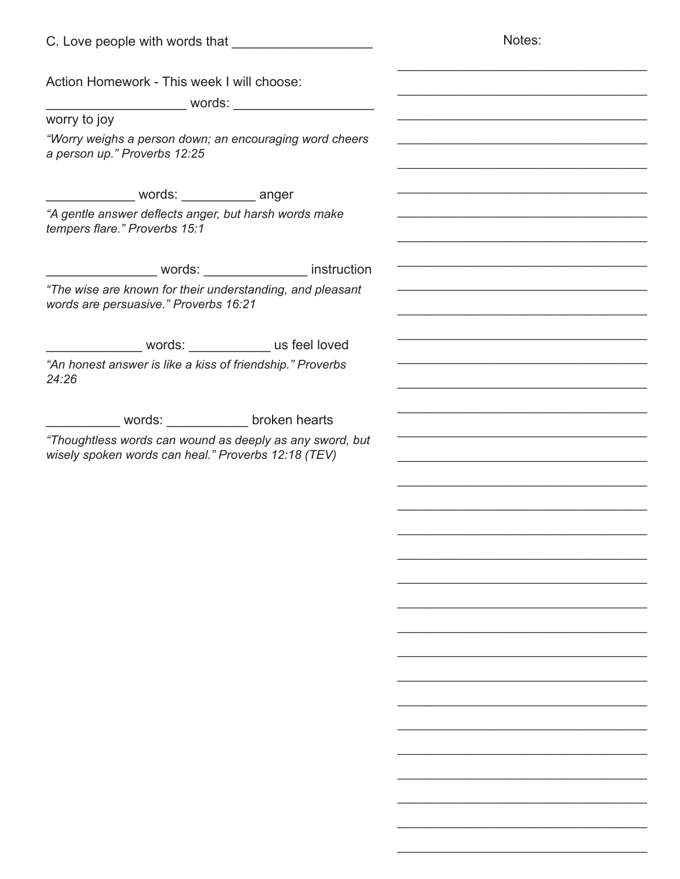C. Love people with words that ___________________

Action Homework - This week I will choose:

___________________ words: ___________________ worry to joy

*"Worry weighs a person down; an encouraging word cheers a person up." Proverbs 12:25*

____________ words: __________ anger

*"A gentle answer deflects anger, but harsh words make tempers flare." Proverbs 15:1*

_______________ words: ______________ instruction

*"The wise are known for their understanding, and pleasant words are persuasive." Proverbs 16:21*

_____________ words: ___________ us feel loved

*"An honest answer is like a kiss of friendship." Proverbs 24:26*

__________ words: ___________ broken hearts

*"Thoughtless words can wound as deeply as any sword, but wisely spoken words can heal." Proverbs 12:18 (TEV)*

Notes:

___________________________________

___________________________________

___________________________________

___________________________________

___________________________________

___________________________________

___________________________________

___________________________________

___________________________________

___________________________________

___________________________________

___________________________________

___________________________________

___________________________________

___________________________________

___________________________________

___________________________________

___________________________________

___________________________________

___________________________________

___________________________________

___________________________________

___________________________________

___________________________________

___________________________________

___________________________________

___________________________________

___________________________________

___________________________________

___________________________________

___________________________________

___________________________________

___________________________________